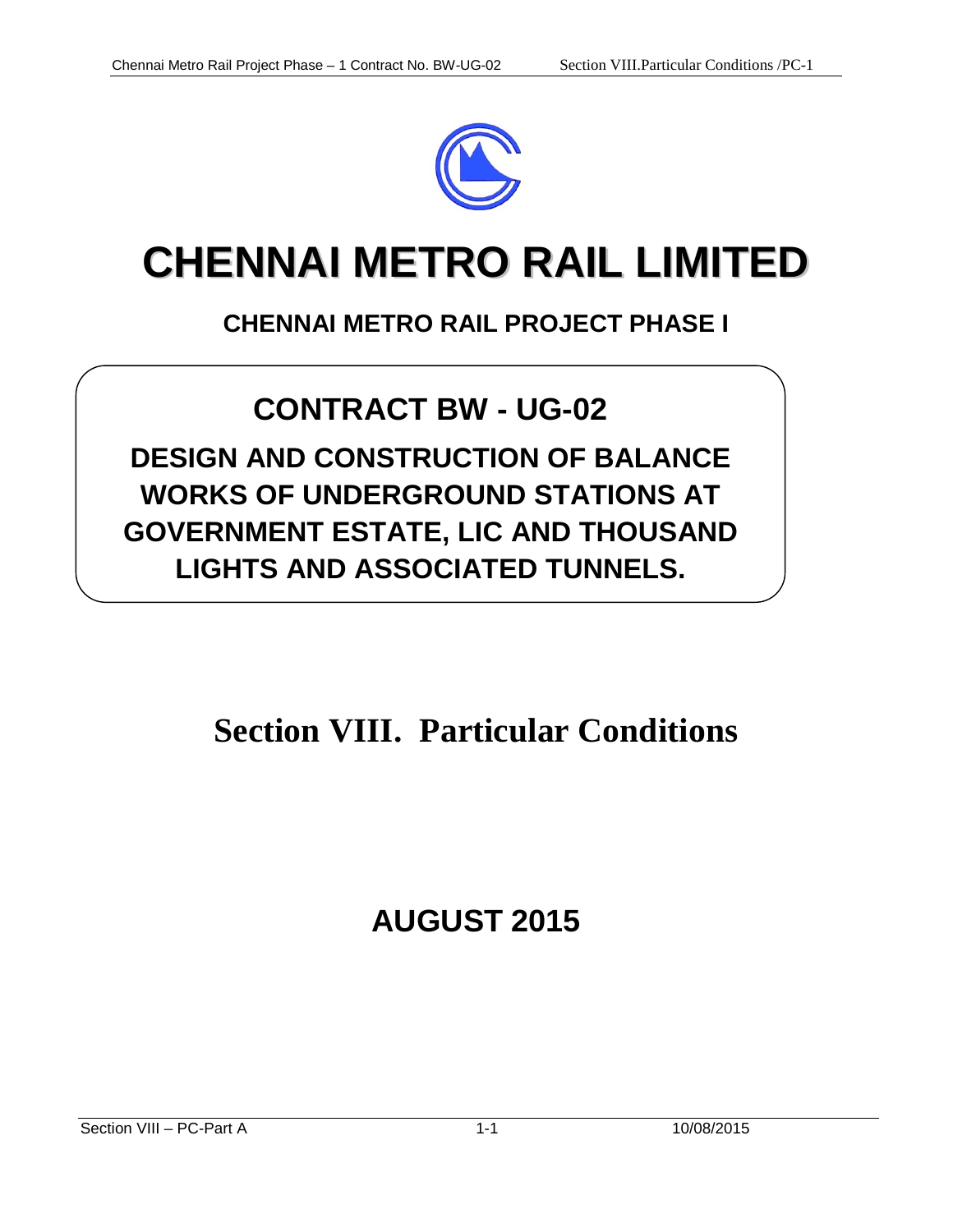# CHENNAI METRO RAIL LIMITED

## CHENNAI METRO RAIL PROJECT PHASE I

## CONTRACT BW - UG-02

### DESIGN AND CONSTRUCTION OF BALANCE WORKS OF UNDERGROUND STATIONS AT GOVERNMENT ESTATE, LIC AND THOUSAND LIGHTS AND ASSOCIATED TUNNELS.

# Section VIII. Particular Conditions

## AUGUST 2015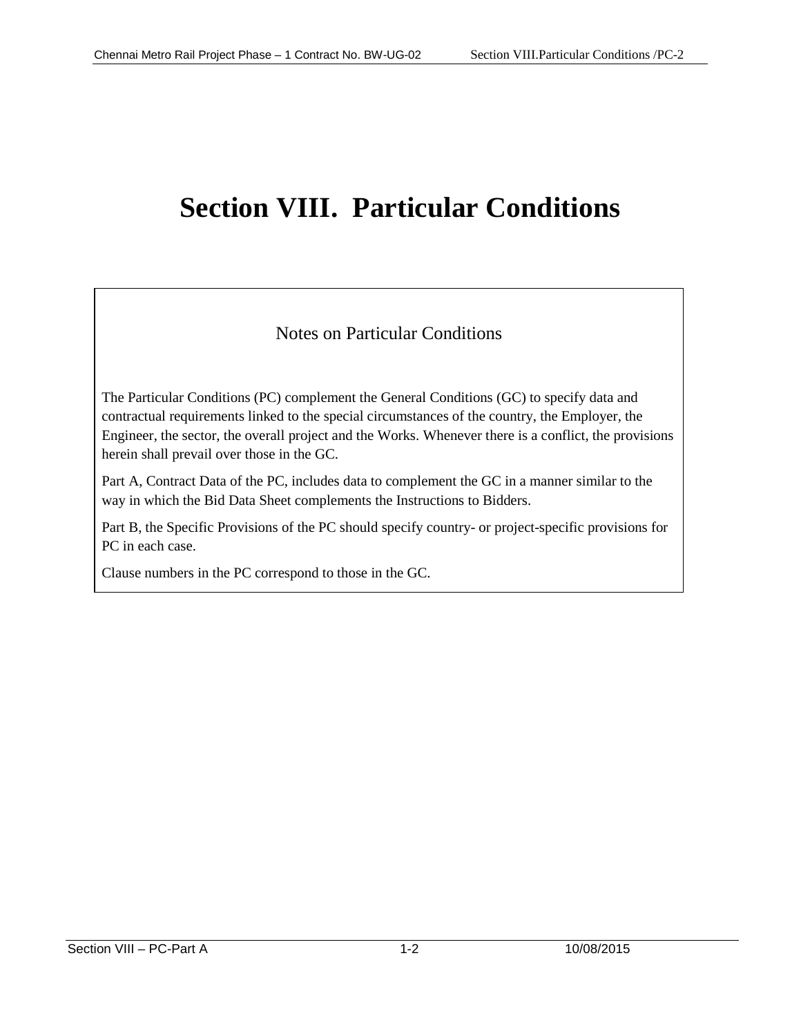# Section VIII. Particular Conditions

## Notes on Particular Conditions

The Particular Conditions (PC) complement the General Conditions (GC) to specify data and contractual requirements linked to the special circumstances of the country, the Employer, the Engineer, the sector, the overall project and the Works. Whenever there is a conflict, the provisions herein shall prevail over those in the GC.

Part A, Contract Data of the PC, includes data to complement the GC in a manner similar to the way in which the Bid Data Sheet complements the Instructions to Bidders.

Part B, the Specific Provisions of the PC should specify country- or project-specific provisions for PC in each case.

Clause numbers in the PC correspond to those in the GC.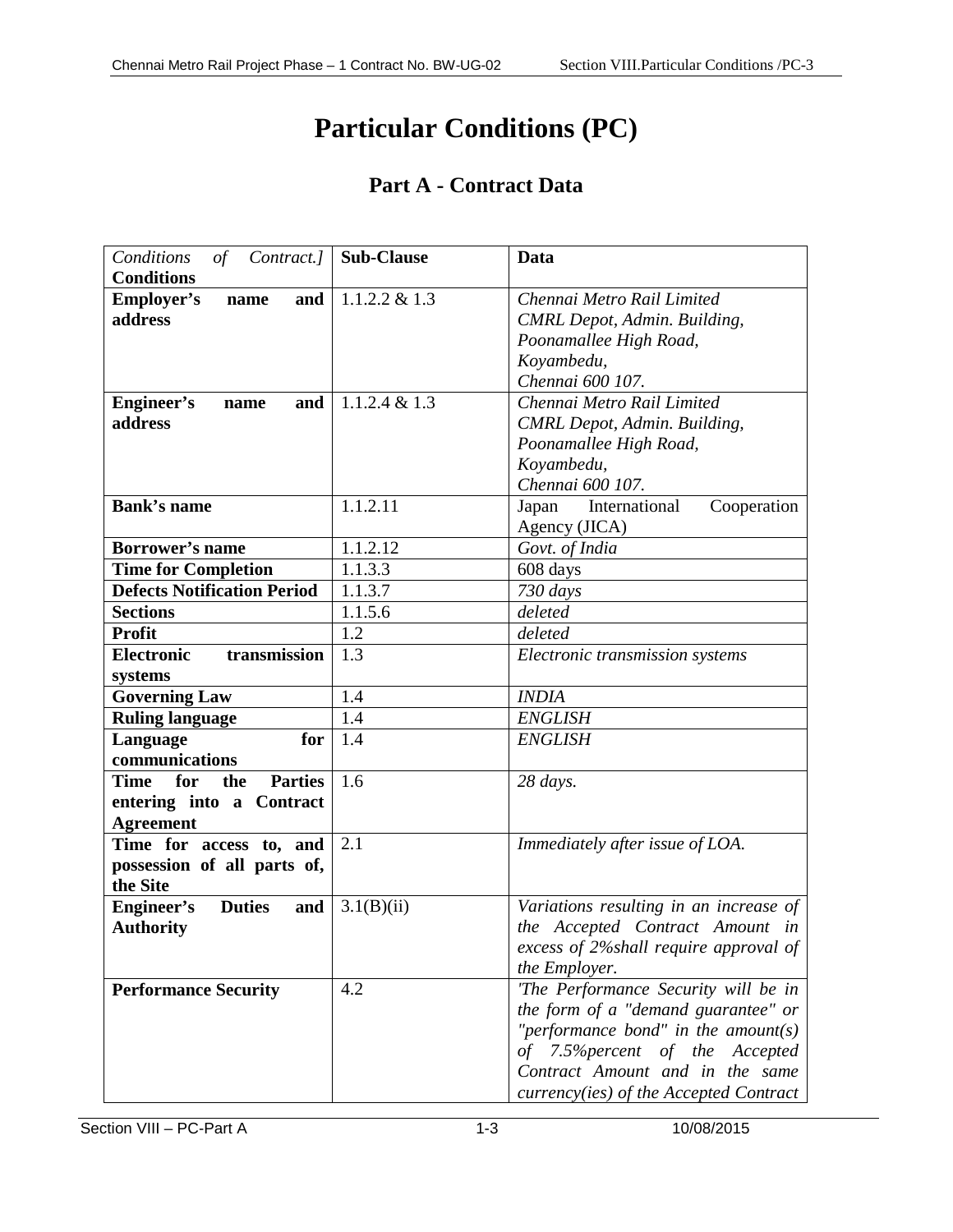# Particular Conditions (PC)

## Part A - Contract Data

| *Conditions of Contract.]* **Conditions** | **Sub-Clause** | **Data** |
|---|---|---|
| **Employer's name and address** | 1.1.2.2 & 1.3 | *Chennai Metro Rail Limited<br>CMRL Depot, Admin. Building,<br>Poonamallee High Road,<br>Koyambedu,<br>Chennai 600 107.* |
| **Engineer's name and address** | 1.1.2.4 & 1.3 | *Chennai Metro Rail Limited<br>CMRL Depot, Admin. Building,<br>Poonamallee High Road,<br>Koyambedu,<br>Chennai 600 107.* |
| **Bank's name** | 1.1.2.11 | Japan International Cooperation Agency (JICA) |
| **Borrower's name** | 1.1.2.12 | *Govt. of India* |
| **Time for Completion** | 1.1.3.3 | 608 days |
| **Defects Notification Period** | 1.1.3.7 | *730 days* |
| **Sections** | 1.1.5.6 | *deleted* |
| **Profit** | 1.2 | *deleted* |
| **Electronic transmission systems** | 1.3 | *Electronic transmission systems* |
| **Governing Law** | 1.4 | *INDIA* |
| **Ruling language** | 1.4 | *ENGLISH* |
| **Language for communications** | 1.4 | *ENGLISH* |
| **Time for the Parties entering into a Contract Agreement** | 1.6 | *28 days.* |
| **Time for access to, and possession of all parts of, the Site** | 2.1 | *Immediately after issue of LOA.* |
| **Engineer's Duties and Authority** | 3.1(B)(ii) | *Variations resulting in an increase of the Accepted Contract Amount in excess of 2%shall require approval of the Employer.* |
| **Performance Security** | 4.2 | *'The Performance Security will be in the form of a "demand guarantee" or "performance bond" in the amount(s) of 7.5%percent of the Accepted Contract Amount and in the same currency(ies) of the Accepted Contract* |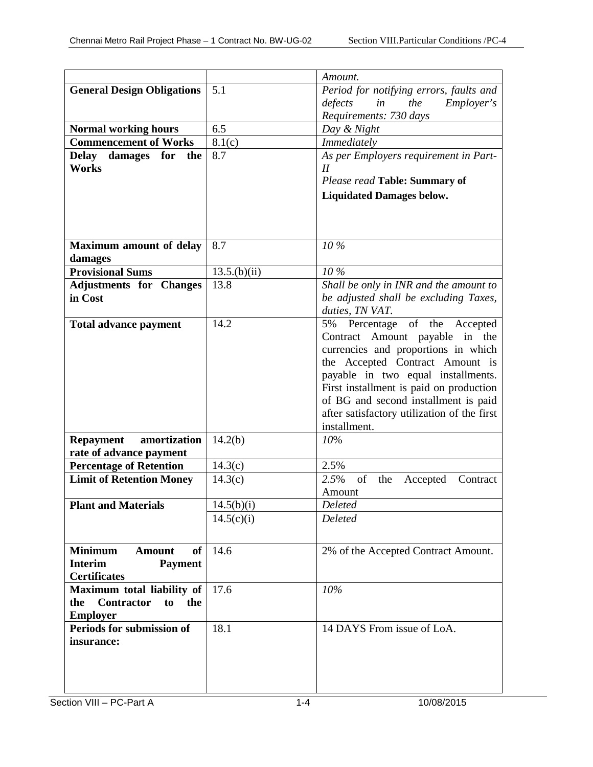|  |  | *Amount.* |
| --- | --- | --- |
| **General Design Obligations** | 5.1 | *Period for notifying errors, faults and defects in the Employer's Requirements: 730 days* |
| **Normal working hours** | 6.5 | *Day & Night* |
| **Commencement of Works** | 8.1(c) | *Immediately* |
| **Delay damages for the Works** | 8.7 | *As per Employers requirement in Part-II*<br>*Please read* **Table: Summary of Liquidated Damages below.** |
| **Maximum amount of delay damages** | 8.7 | *10 %* |
| **Provisional Sums** | 13.5.(b)(ii) | *10 %* |
| **Adjustments for Changes in Cost** | 13.8 | *Shall be only in INR and the amount to be adjusted shall be excluding Taxes, duties, TN VAT.* |
| **Total advance payment** | 14.2 | 5% Percentage of the Accepted Contract Amount payable in the currencies and proportions in which the Accepted Contract Amount is payable in two equal installments. First installment is paid on production of BG and second installment is paid after satisfactory utilization of the first installment. |
| **Repayment amortization rate of advance payment** | 14.2(b) | *10*% |
| **Percentage of Retention** | 14.3(c) | 2.5% |
| **Limit of Retention Money** | 14.3(c) | *2.5*% of the Accepted Contract Amount |
| **Plant and Materials** | 14.5(b)(i) | *Deleted* |
|  | 14.5(c)(i) | *Deleted* |
| **Minimum Amount of Interim Payment Certificates** | 14.6 | 2% of the Accepted Contract Amount. |
| **Maximum total liability of the Contractor to the Employer** | 17.6 | *10%* |
| **Periods for submission of insurance:** | 18.1 | 14 DAYS From issue of LoA. |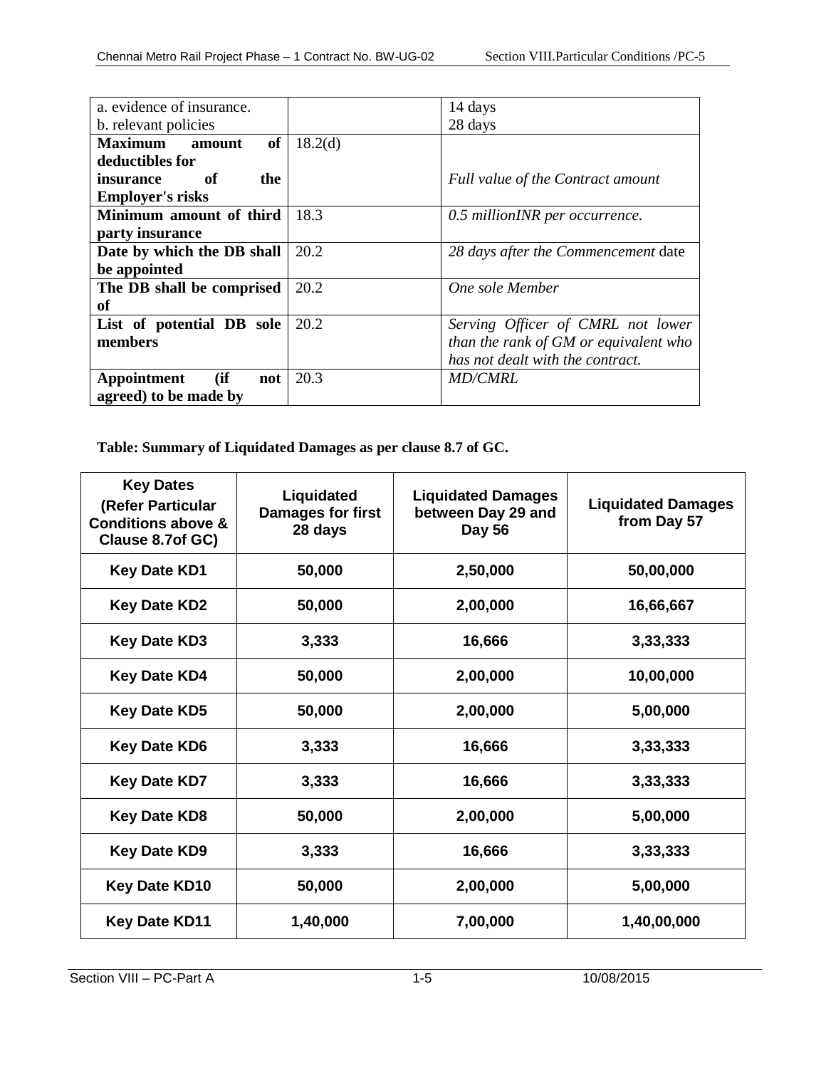| | | |
|---|---|---|
| a. evidence of insurance.<br>b. relevant policies | | 14 days<br>28 days |
| **Maximum amount of deductibles for insurance of the Employer's risks** | 18.2(d) | *Full value of the Contract amount* |
| **Minimum amount of third party insurance** | 18.3 | *0.5 millionINR per occurrence.* |
| **Date by which the DB shall be appointed** | 20.2 | *28 days after the Commencement* date |
| **The DB shall be comprised of** | 20.2 | *One sole Member* |
| **List of potential DB sole members** | 20.2 | *Serving Officer of CMRL not lower than the rank of GM or equivalent who has not dealt with the contract.* |
| **Appointment (if not agreed) to be made by** | 20.3 | *MD/CMRL* |

**Table: Summary of Liquidated Damages as per clause 8.7 of GC.**

| Key Dates (Refer Particular Conditions above & Clause 8.7of GC) | Liquidated Damages for first 28 days | Liquidated Damages between Day 29 and Day 56 | Liquidated Damages from Day 57 |
|---|---|---|---|
| **Key Date KD1** | **50,000** | **2,50,000** | **50,00,000** |
| **Key Date KD2** | **50,000** | **2,00,000** | **16,66,667** |
| **Key Date KD3** | **3,333** | **16,666** | **3,33,333** |
| **Key Date KD4** | **50,000** | **2,00,000** | **10,00,000** |
| **Key Date KD5** | **50,000** | **2,00,000** | **5,00,000** |
| **Key Date KD6** | **3,333** | **16,666** | **3,33,333** |
| **Key Date KD7** | **3,333** | **16,666** | **3,33,333** |
| **Key Date KD8** | **50,000** | **2,00,000** | **5,00,000** |
| **Key Date KD9** | **3,333** | **16,666** | **3,33,333** |
| **Key Date KD10** | **50,000** | **2,00,000** | **5,00,000** |
| **Key Date KD11** | **1,40,000** | **7,00,000** | **1,40,00,000** |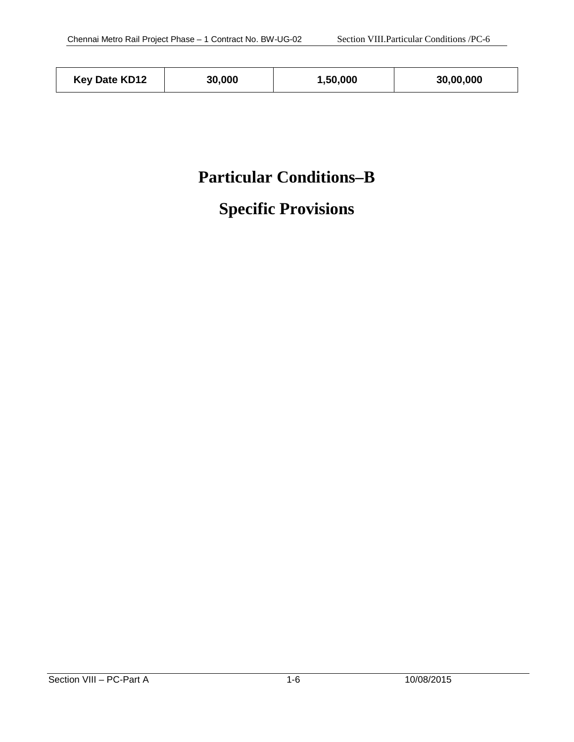| | | | |
|---|---|---|---|
| **Key Date KD12** | **30,000** | **1,50,000** | **30,00,000** |

# Particular Conditions–B

# Specific Provisions